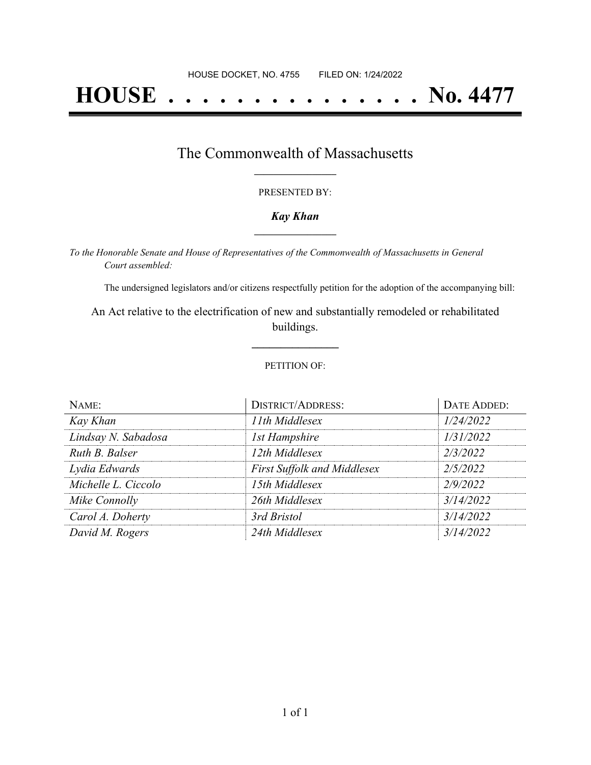HOUSE DOCKET, NO. 4755 FILED ON: 1/24/2022

# HOUSE . . . . . . . . . . . . . . . No. 4477

## The Commonwealth of Massachusetts

PRESENTED BY:

***Kay Khan***

*To the Honorable Senate and House of Representatives of the Commonwealth of Massachusetts in General Court assembled:*

The undersigned legislators and/or citizens respectfully petition for the adoption of the accompanying bill:

An Act relative to the electrification of new and substantially remodeled or rehabilitated buildings.

PETITION OF:

| NAME: | DISTRICT/ADDRESS: | DATE ADDED: |
|---|---|---|
| *Kay Khan* | *11th Middlesex* | *1/24/2022* |
| *Lindsay N. Sabadosa* | *1st Hampshire* | *1/31/2022* |
| *Ruth B. Balser* | *12th Middlesex* | *2/3/2022* |
| *Lydia Edwards* | *First Suffolk and Middlesex* | *2/5/2022* |
| *Michelle L. Ciccolo* | *15th Middlesex* | *2/9/2022* |
| *Mike Connolly* | *26th Middlesex* | *3/14/2022* |
| *Carol A. Doherty* | *3rd Bristol* | *3/14/2022* |
| *David M. Rogers* | *24th Middlesex* | *3/14/2022* |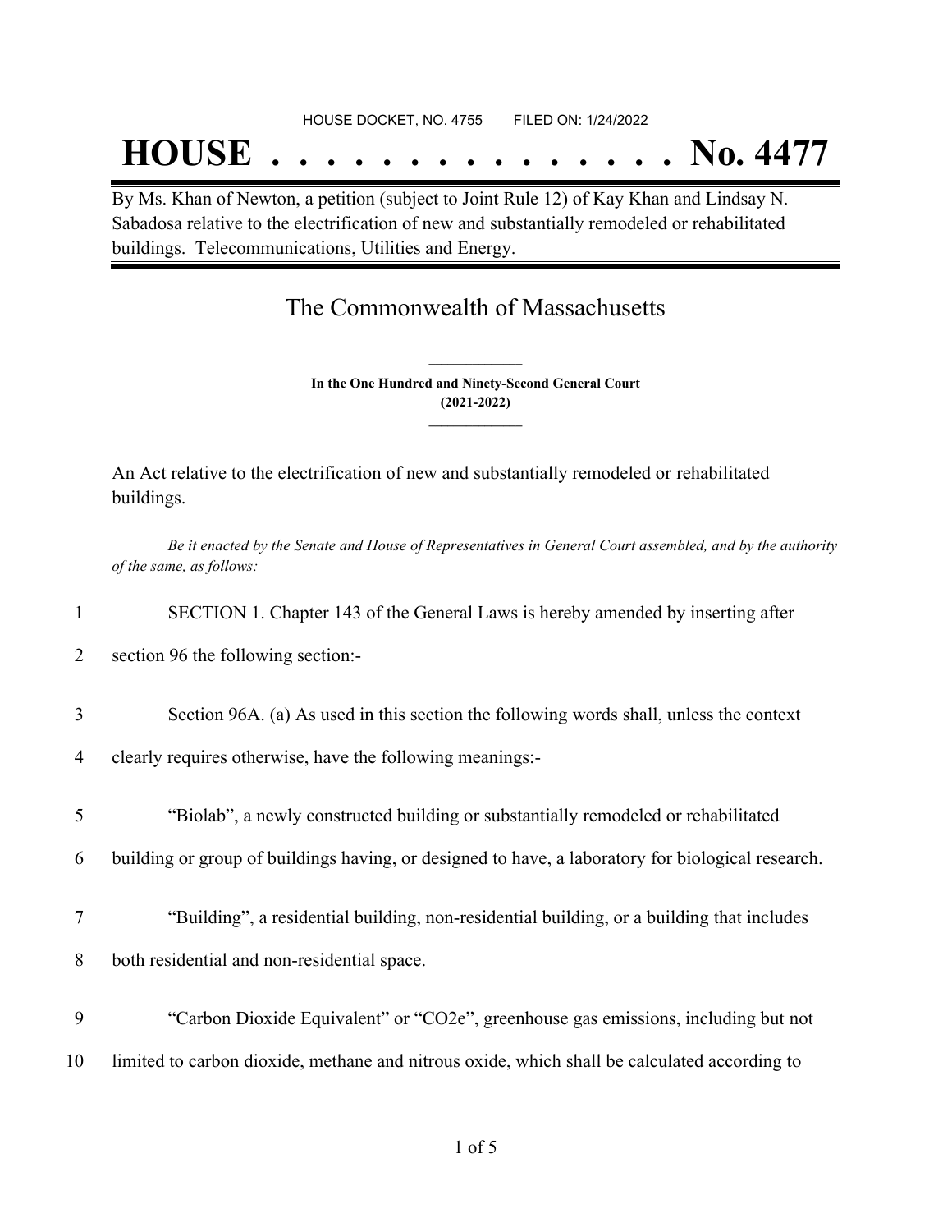HOUSE DOCKET, NO. 4755 FILED ON: 1/24/2022

# HOUSE . . . . . . . . . . . . . . . No. 4477

By Ms. Khan of Newton, a petition (subject to Joint Rule 12) of Kay Khan and Lindsay N. Sabadosa relative to the electrification of new and substantially remodeled or rehabilitated buildings. Telecommunications, Utilities and Energy.

## The Commonwealth of Massachusetts

**In the One Hundred and Ninety-Second General Court**
**(2021-2022)**

An Act relative to the electrification of new and substantially remodeled or rehabilitated buildings.

*Be it enacted by the Senate and House of Representatives in General Court assembled, and by the authority of the same, as follows:*

1 SECTION 1. Chapter 143 of the General Laws is hereby amended by inserting after
2 section 96 the following section:-

3 Section 96A. (a) As used in this section the following words shall, unless the context
4 clearly requires otherwise, have the following meanings:-

5 "Biolab", a newly constructed building or substantially remodeled or rehabilitated
6 building or group of buildings having, or designed to have, a laboratory for biological research.

7 "Building", a residential building, non-residential building, or a building that includes
8 both residential and non-residential space.

9 "Carbon Dioxide Equivalent" or "CO2e", greenhouse gas emissions, including but not
10 limited to carbon dioxide, methane and nitrous oxide, which shall be calculated according to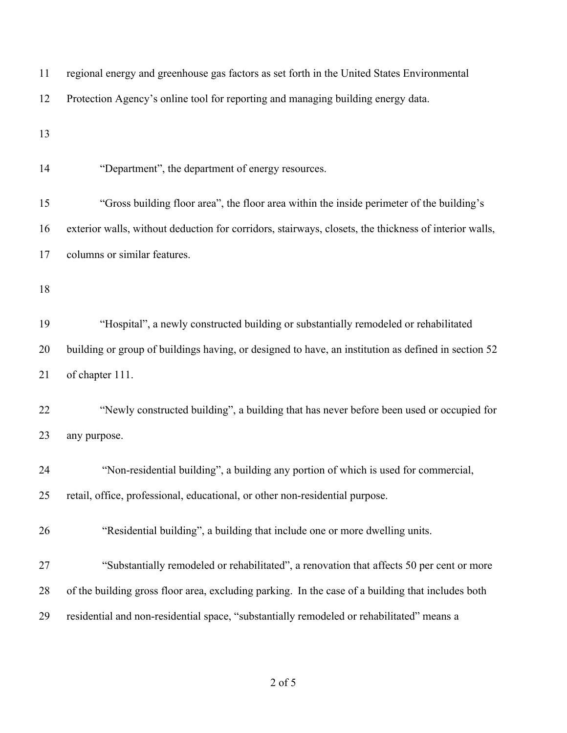regional energy and greenhouse gas factors as set forth in the United States Environmental Protection Agency's online tool for reporting and managing building energy data.

"Department", the department of energy resources.

"Gross building floor area", the floor area within the inside perimeter of the building's exterior walls, without deduction for corridors, stairways, closets, the thickness of interior walls, columns or similar features.

"Hospital", a newly constructed building or substantially remodeled or rehabilitated building or group of buildings having, or designed to have, an institution as defined in section 52 of chapter 111.

"Newly constructed building", a building that has never before been used or occupied for any purpose.

"Non-residential building", a building any portion of which is used for commercial, retail, office, professional, educational, or other non-residential purpose.

"Residential building", a building that include one or more dwelling units.

"Substantially remodeled or rehabilitated", a renovation that affects 50 per cent or more of the building gross floor area, excluding parking. In the case of a building that includes both residential and non-residential space, "substantially remodeled or rehabilitated" means a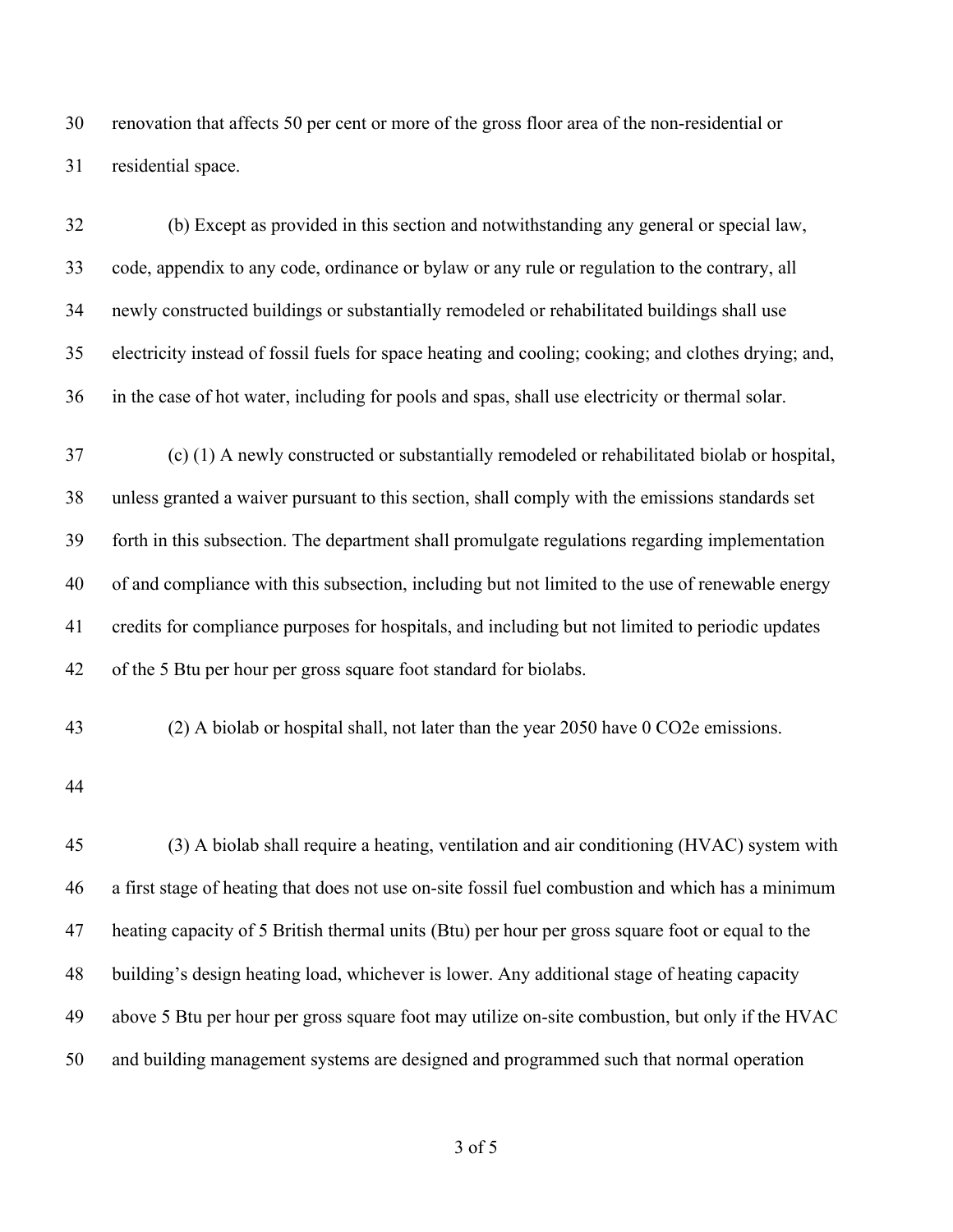renovation that affects 50 per cent or more of the gross floor area of the non-residential or residential space.

(b) Except as provided in this section and notwithstanding any general or special law, code, appendix to any code, ordinance or bylaw or any rule or regulation to the contrary, all newly constructed buildings or substantially remodeled or rehabilitated buildings shall use electricity instead of fossil fuels for space heating and cooling; cooking; and clothes drying; and, in the case of hot water, including for pools and spas, shall use electricity or thermal solar.

(c) (1) A newly constructed or substantially remodeled or rehabilitated biolab or hospital, unless granted a waiver pursuant to this section, shall comply with the emissions standards set forth in this subsection. The department shall promulgate regulations regarding implementation of and compliance with this subsection, including but not limited to the use of renewable energy credits for compliance purposes for hospitals, and including but not limited to periodic updates of the 5 Btu per hour per gross square foot standard for biolabs.

(2) A biolab or hospital shall, not later than the year 2050 have 0 $CO_2e$ emissions.

(3) A biolab shall require a heating, ventilation and air conditioning (HVAC) system with a first stage of heating that does not use on-site fossil fuel combustion and which has a minimum heating capacity of 5 British thermal units (Btu) per hour per gross square foot or equal to the building's design heating load, whichever is lower. Any additional stage of heating capacity above 5 Btu per hour per gross square foot may utilize on-site combustion, but only if the HVAC and building management systems are designed and programmed such that normal operation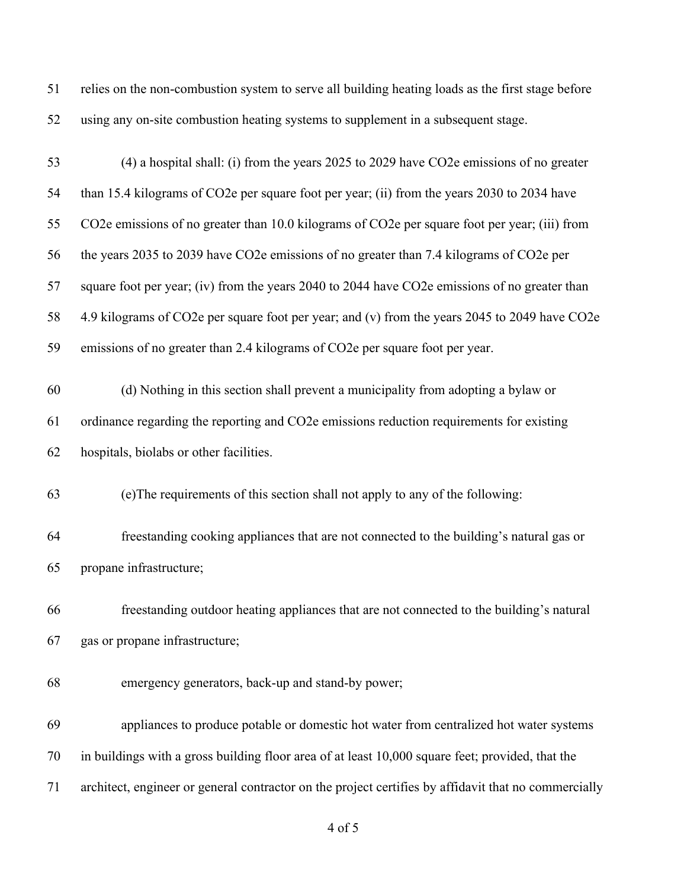relies on the non-combustion system to serve all building heating loads as the first stage before using any on-site combustion heating systems to supplement in a subsequent stage.

(4) a hospital shall: (i) from the years 2025 to 2029 have $CO_2e$ emissions of no greater than 15.4 kilograms of $CO_2e$ per square foot per year; (ii) from the years 2030 to 2034 have $CO_2e$ emissions of no greater than 10.0 kilograms of $CO_2e$ per square foot per year; (iii) from the years 2035 to 2039 have $CO_2e$ emissions of no greater than 7.4 kilograms of $CO_2e$ per square foot per year; (iv) from the years 2040 to 2044 have $CO_2e$ emissions of no greater than 4.9 kilograms of $CO_2e$ per square foot per year; and (v) from the years 2045 to 2049 have $CO_2e$ emissions of no greater than 2.4 kilograms of $CO_2e$ per square foot per year.

(d) Nothing in this section shall prevent a municipality from adopting a bylaw or ordinance regarding the reporting and $CO_2e$ emissions reduction requirements for existing hospitals, biolabs or other facilities.

(e)The requirements of this section shall not apply to any of the following:

freestanding cooking appliances that are not connected to the building's natural gas or propane infrastructure;

freestanding outdoor heating appliances that are not connected to the building's natural gas or propane infrastructure;

emergency generators, back-up and stand-by power;

appliances to produce potable or domestic hot water from centralized hot water systems in buildings with a gross building floor area of at least 10,000 square feet; provided, that the architect, engineer or general contractor on the project certifies by affidavit that no commercially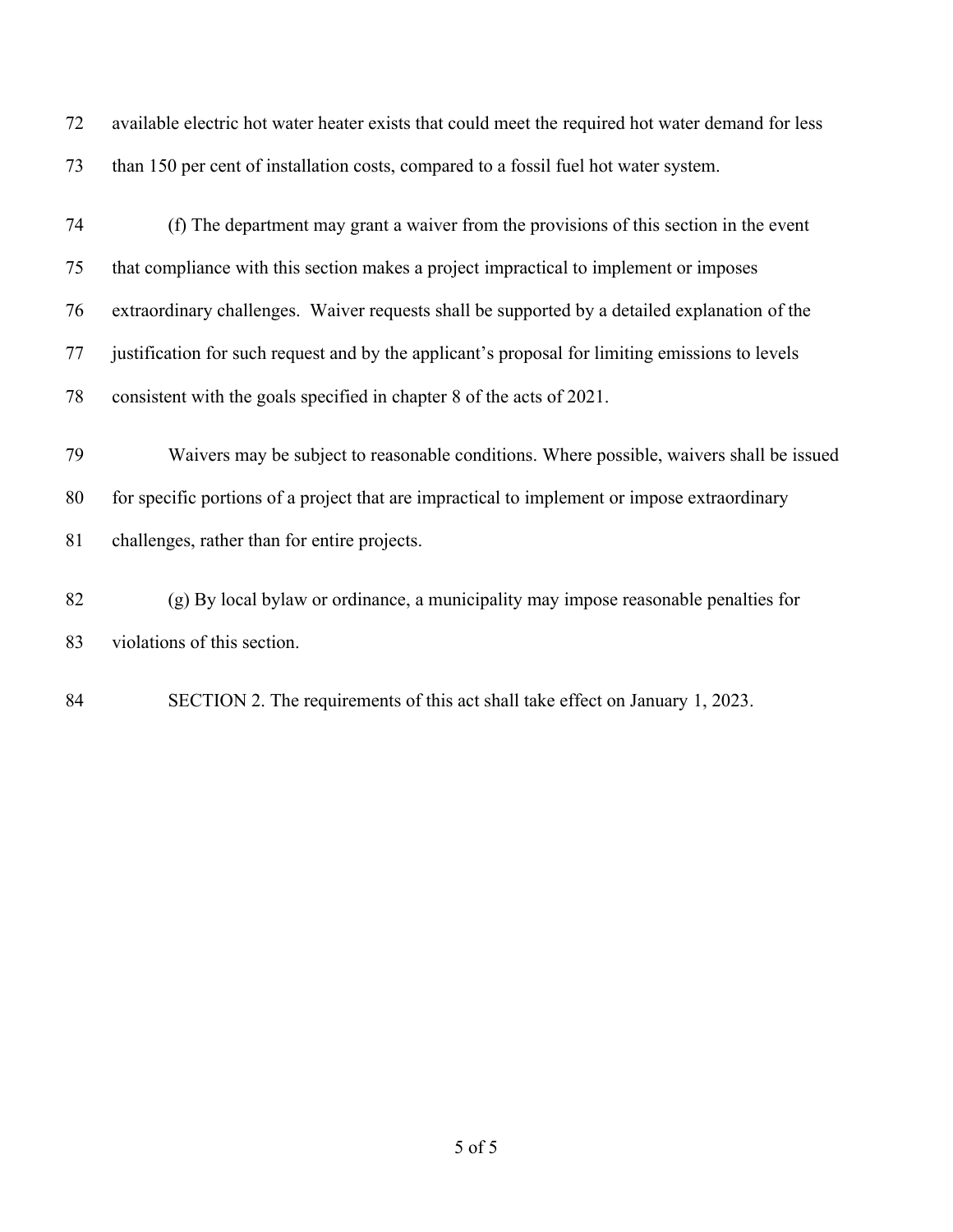available electric hot water heater exists that could meet the required hot water demand for less than 150 per cent of installation costs, compared to a fossil fuel hot water system.

(f) The department may grant a waiver from the provisions of this section in the event that compliance with this section makes a project impractical to implement or imposes extraordinary challenges. Waiver requests shall be supported by a detailed explanation of the justification for such request and by the applicant's proposal for limiting emissions to levels consistent with the goals specified in chapter 8 of the acts of 2021.

Waivers may be subject to reasonable conditions. Where possible, waivers shall be issued for specific portions of a project that are impractical to implement or impose extraordinary challenges, rather than for entire projects.

(g) By local bylaw or ordinance, a municipality may impose reasonable penalties for violations of this section.

SECTION 2. The requirements of this act shall take effect on January 1, 2023.